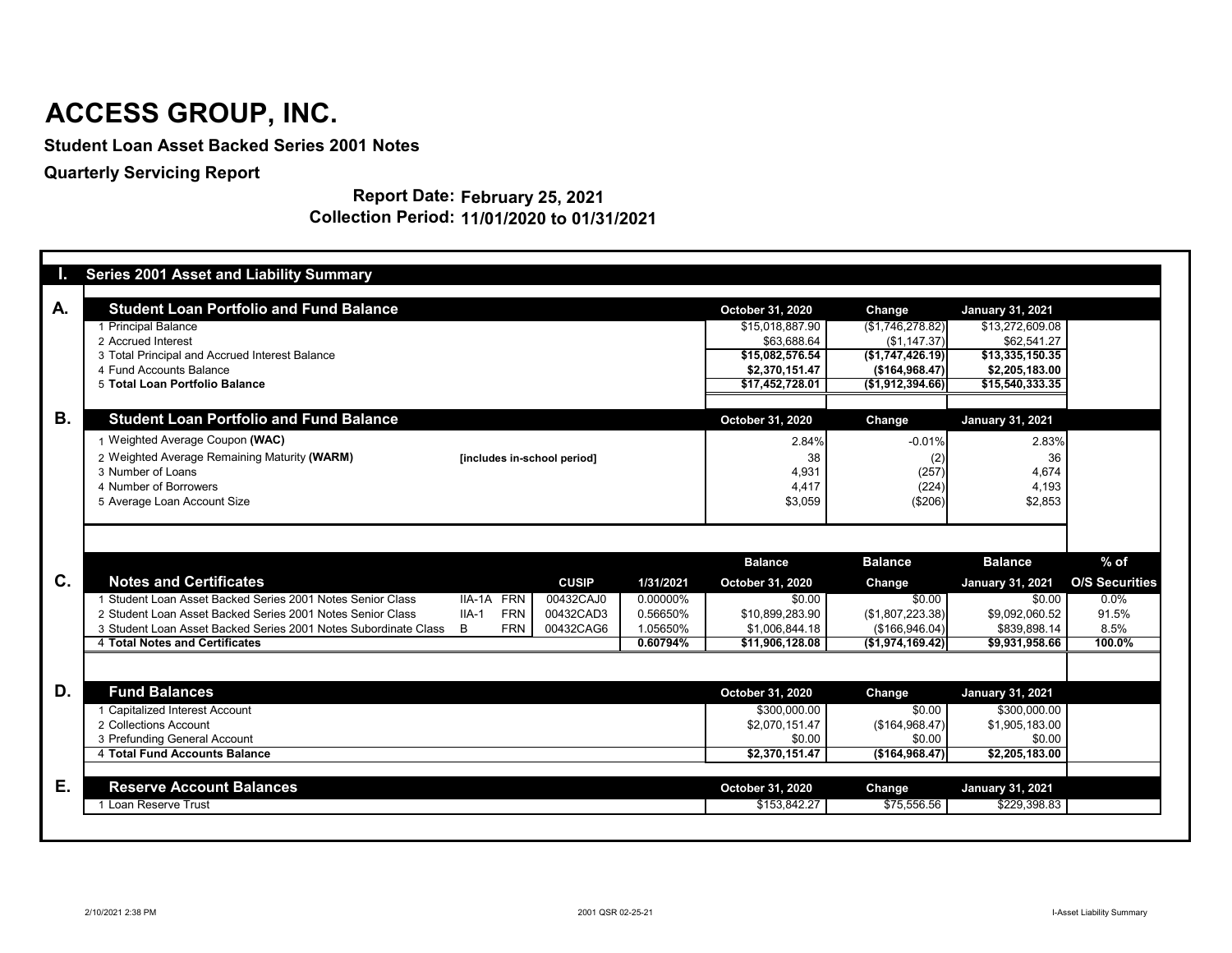# ACCESS GROUP, INC.

**Student Loan Asset Backed Series 2001 Notes**

**Quarterly Servicing Report**

**Report Date: February 25, 2021**

**Collection Period: 11/01/2020 to 01/31/2021**

## I. Series 2001 Asset and Liability Summary

### A. Student Loan Portfolio and Fund Balance

| | October 31, 2020 | Change | January 31, 2021 |
|---|---|---|---|
| 1 Principal Balance | $15,018,887.90 | ($1,746,278.82) | $13,272,609.08 |
| 2 Accrued Interest | $63,688.64 | ($1,147.37) | $62,541.27 |
| 3 Total Principal and Accrued Interest Balance | **$15,082,576.54** | **($1,747,426.19)** | **$13,335,150.35** |
| 4 Fund Accounts Balance | **$2,370,151.47** | **($164,968.47)** | **$2,205,183.00** |
| 5 **Total Loan Portfolio Balance** | **$17,452,728.01** | **($1,912,394.66)** | **$15,540,333.35** |

### B. Student Loan Portfolio and Fund Balance

| | | October 31, 2020 | Change | January 31, 2021 |
|---|---|---|---|---|
| 1 Weighted Average Coupon **(WAC)** | | 2.84% | -0.01% | 2.83% |
| 2 Weighted Average Remaining Maturity **(WARM)** | **[includes in-school period]** | 38 | (2) | 36 |
| 3 Number of Loans | | 4,931 | (257) | 4,674 |
| 4 Number of Borrowers | | 4,417 | (224) | 4,193 |
| 5 Average Loan Account Size | | $3,059 | ($206) | $2,853 |

### C. Notes and Certificates

| | | | CUSIP | 1/31/2021 | Balance October 31, 2020 | Balance Change | Balance January 31, 2021 | % of O/S Securities |
|---|---|---|---|---|---|---|---|---|
| 1 Student Loan Asset Backed Series 2001 Notes Senior Class | IIA-1A | FRN | 00432CAJ0 | 0.00000% | $0.00 | $0.00 | $0.00 | 0.0% |
| 2 Student Loan Asset Backed Series 2001 Notes Senior Class | IIA-1 | FRN | 00432CAD3 | 0.56650% | $10,899,283.90 | ($1,807,223.38) | $9,092,060.52 | 91.5% |
| 3 Student Loan Asset Backed Series 2001 Notes Subordinate Class | B | FRN | 00432CAG6 | 1.05650% | $1,006,844.18 | ($166,946.04) | $839,898.14 | 8.5% |
| 4 **Total Notes and Certificates** | | | | **0.60794%** | **$11,906,128.08** | **($1,974,169.42)** | **$9,931,958.66** | **100.0%** |

### D. Fund Balances

| | October 31, 2020 | Change | January 31, 2021 |
|---|---|---|---|
| 1 Capitalized Interest Account | $300,000.00 | $0.00 | $300,000.00 |
| 2 Collections Account | $2,070,151.47 | ($164,968.47) | $1,905,183.00 |
| 3 Prefunding General Account | $0.00 | $0.00 | $0.00 |
| 4 **Total Fund Accounts Balance** | **$2,370,151.47** | **($164,968.47)** | **$2,205,183.00** |

### E. Reserve Account Balances

| | October 31, 2020 | Change | January 31, 2021 |
|---|---|---|---|
| 1 Loan Reserve Trust | $153,842.27 | $75,556.56 | $229,398.83 |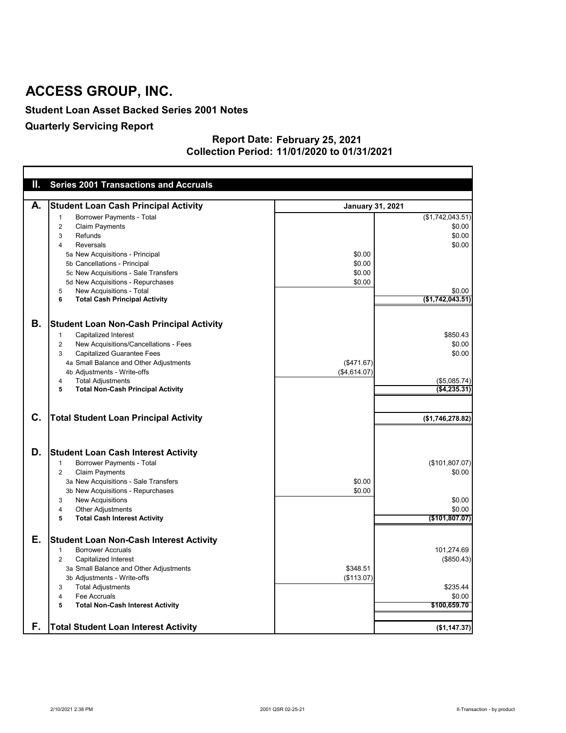# ACCESS GROUP, INC.

## Student Loan Asset Backed Series 2001 Notes

## Quarterly Servicing Report

**Report Date: February 25, 2021**
**Collection Period: 11/01/2020 to 01/31/2021**

| II. | Series 2001 Transactions and Accruals | | |
|---|---|---|---|
| **A.** | **Student Loan Cash Principal Activity** | **January 31, 2021** | |
| | 1 Borrower Payments - Total | | ($1,742,043.51) |
| | 2 Claim Payments | | $0.00 |
| | 3 Refunds | | $0.00 |
| | 4 Reversals | | $0.00 |
| | 5a New Acquisitions - Principal | $0.00 | |
| | 5b Cancellations - Principal | $0.00 | |
| | 5c New Acquisitions - Sale Transfers | $0.00 | |
| | 5d New Acquisitions - Repurchases | $0.00 | |
| | 5 New Acquisitions - Total | | $0.00 |
| | **6 Total Cash Principal Activity** | | **($1,742,043.51)** |
| **B.** | **Student Loan Non-Cash Principal Activity** | | |
| | 1 Capitalized Interest | | $850.43 |
| | 2 New Acquisitions/Cancellations - Fees | | $0.00 |
| | 3 Capitalized Guarantee Fees | | $0.00 |
| | 4a Small Balance and Other Adjustments | ($471.67) | |
| | 4b Adjustments - Write-offs | ($4,614.07) | |
| | 4 Total Adjustments | | ($5,085.74) |
| | **5 Total Non-Cash Principal Activity** | | **($4,235.31)** |
| **C.** | **Total Student Loan Principal Activity** | | **($1,746,278.82)** |
| **D.** | **Student Loan Cash Interest Activity** | | |
| | 1 Borrower Payments - Total | | ($101,807.07) |
| | 2 Claim Payments | | $0.00 |
| | 3a New Acquisitions - Sale Transfers | $0.00 | |
| | 3b New Acquisitions - Repurchases | $0.00 | |
| | 3 New Acquisitions | | $0.00 |
| | 4 Other Adjustments | | $0.00 |
| | **5 Total Cash Interest Activity** | | **($101,807.07)** |
| **E.** | **Student Loan Non-Cash Interest Activity** | | |
| | 1 Borrower Accruals | | 101,274.69 |
| | 2 Capitalized Interest | | ($850.43) |
| | 3a Small Balance and Other Adjustments | $348.51 | |
| | 3b Adjustments - Write-offs | ($113.07) | |
| | 3 Total Adjustments | | $235.44 |
| | 4 Fee Accruals | | $0.00 |
| | **5 Total Non-Cash Interest Activity** | | **$100,659.70** |
| **F.** | **Total Student Loan Interest Activity** | | **($1,147.37)** |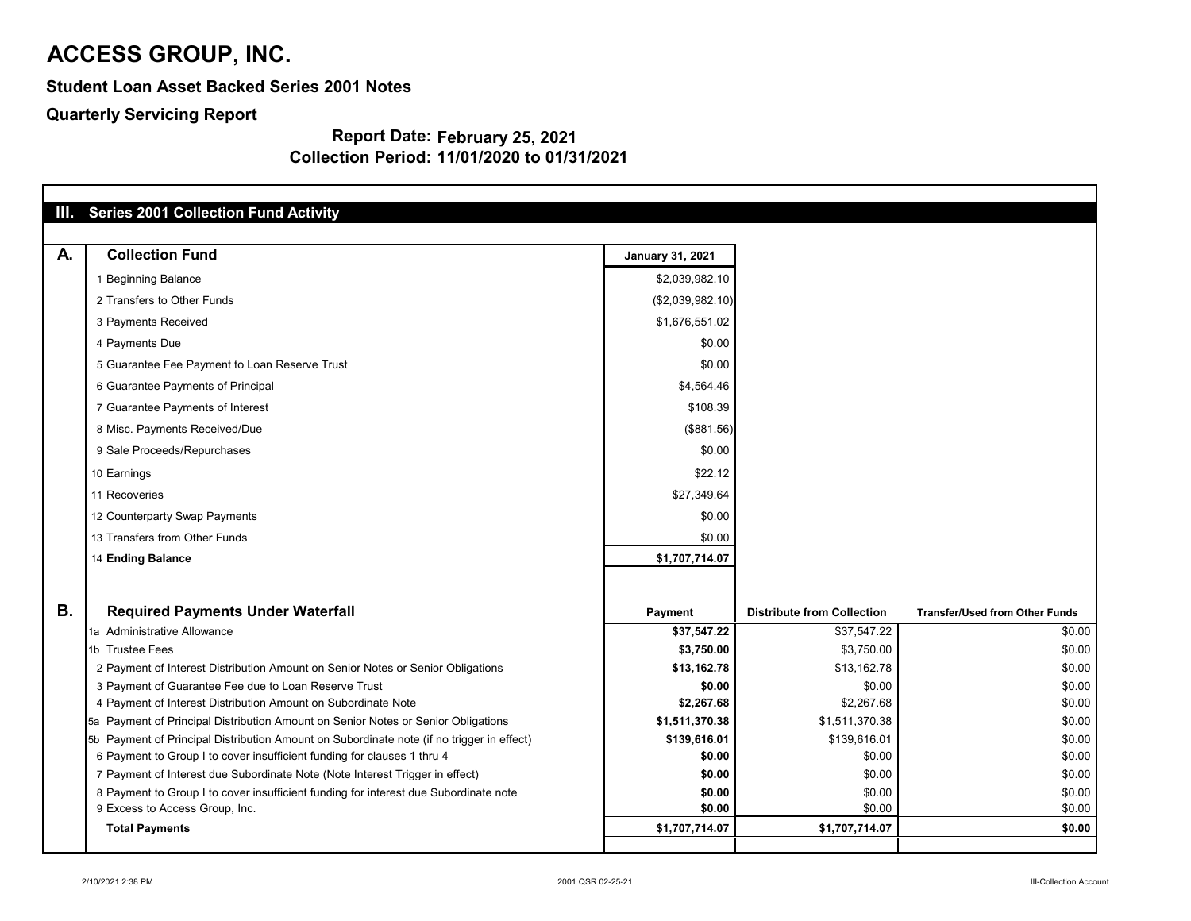# ACCESS GROUP, INC.

**Student Loan Asset Backed Series 2001 Notes**

**Quarterly Servicing Report**

**Report Date: February 25, 2021**

**Collection Period: 11/01/2020 to 01/31/2021**

## III. Series 2001 Collection Fund Activity

### A. Collection Fund

| | | January 31, 2021 |
|---|---|---|
| 1 | Beginning Balance | $2,039,982.10 |
| 2 | Transfers to Other Funds | ($2,039,982.10) |
| 3 | Payments Received | $1,676,551.02 |
| 4 | Payments Due | $0.00 |
| 5 | Guarantee Fee Payment to Loan Reserve Trust | $0.00 |
| 6 | Guarantee Payments of Principal | $4,564.46 |
| 7 | Guarantee Payments of Interest | $108.39 |
| 8 | Misc. Payments Received/Due | ($881.56) |
| 9 | Sale Proceeds/Repurchases | $0.00 |
| 10 | Earnings | $22.12 |
| 11 | Recoveries | $27,349.64 |
| 12 | Counterparty Swap Payments | $0.00 |
| 13 | Transfers from Other Funds | $0.00 |
| 14 | **Ending Balance** | **$1,707,714.07** |

### B. Required Payments Under Waterfall

| | | Payment | Distribute from Collection | Transfer/Used from Other Funds |
|---|---|---|---|---|
| 1a | Administrative Allowance | **$37,547.22** | $37,547.22 | $0.00 |
| 1b | Trustee Fees | **$3,750.00** | $3,750.00 | $0.00 |
| 2 | Payment of Interest Distribution Amount on Senior Notes or Senior Obligations | **$13,162.78** | $13,162.78 | $0.00 |
| 3 | Payment of Guarantee Fee due to Loan Reserve Trust | **$0.00** | $0.00 | $0.00 |
| 4 | Payment of Interest Distribution Amount on Subordinate Note | **$2,267.68** | $2,267.68 | $0.00 |
| 5a | Payment of Principal Distribution Amount on Senior Notes or Senior Obligations | **$1,511,370.38** | $1,511,370.38 | $0.00 |
| 5b | Payment of Principal Distribution Amount on Subordinate note (if no trigger in effect) | **$139,616.01** | $139,616.01 | $0.00 |
| 6 | Payment to Group I to cover insufficient funding for clauses 1 thru 4 | **$0.00** | $0.00 | $0.00 |
| 7 | Payment of Interest due Subordinate Note (Note Interest Trigger in effect) | **$0.00** | $0.00 | $0.00 |
| 8 | Payment to Group I to cover insufficient funding for interest due Subordinate note | **$0.00** | $0.00 | $0.00 |
| 9 | Excess to Access Group, Inc. | **$0.00** | $0.00 | $0.00 |
| | **Total Payments** | **$1,707,714.07** | **$1,707,714.07** | **$0.00** |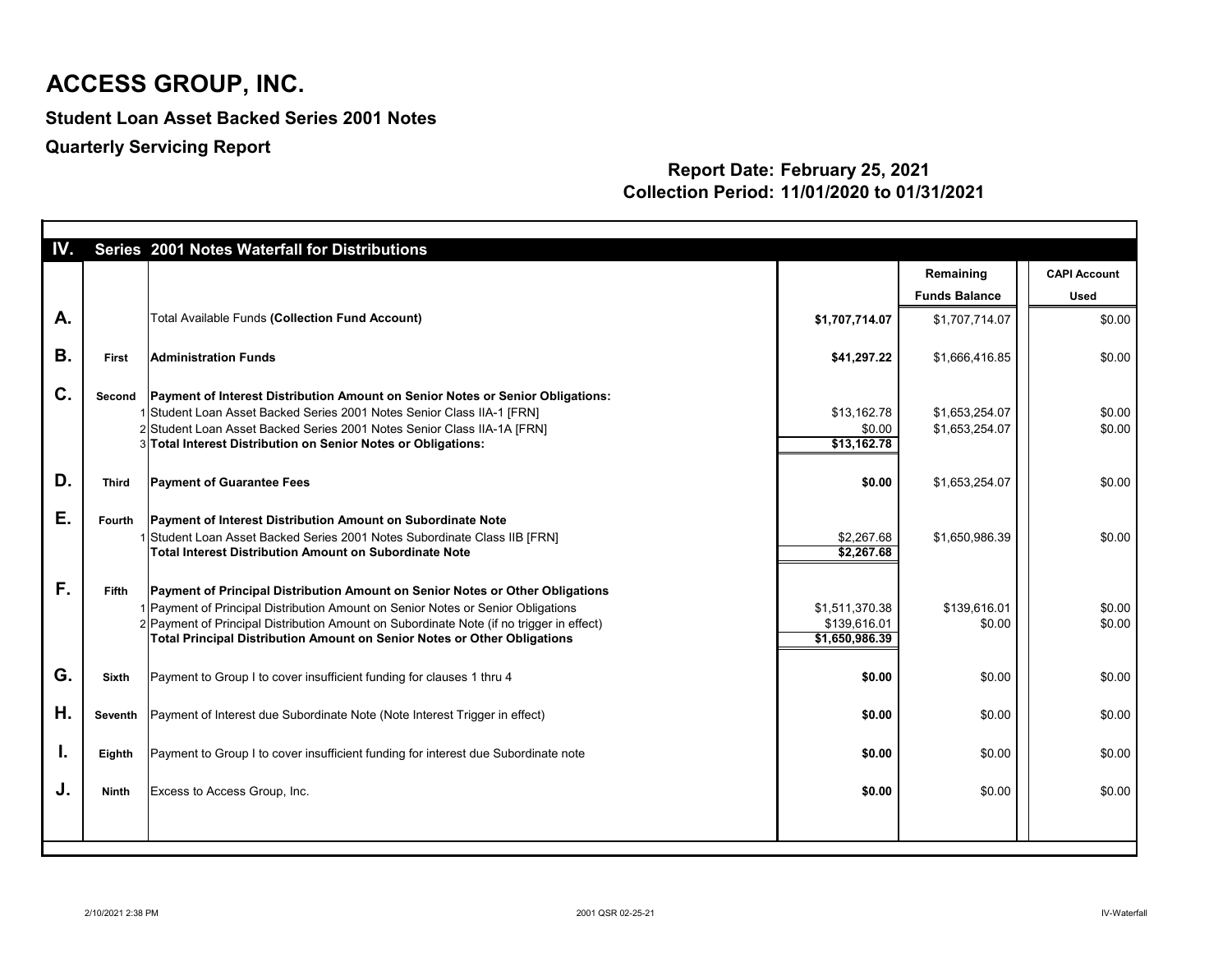# ACCESS GROUP, INC.

## Student Loan Asset Backed Series 2001 Notes

## Quarterly Servicing Report

**Report Date: February 25, 2021**
**Collection Period: 11/01/2020 to 01/31/2021**

| IV. | Series 2001 Notes Waterfall for Distributions | | | Remaining Funds Balance | CAPI Account Used |
|---|---|---|---|---|---|
| **A.** | | Total Available Funds **(Collection Fund Account)** | **$1,707,714.07** | $1,707,714.07 | $0.00 |
| **B.** | **First** | **Administration Funds** | **$41,297.22** | $1,666,416.85 | $0.00 |
| **C.** | **Second** | **Payment of Interest Distribution Amount on Senior Notes or Senior Obligations:** | | | |
| | 1 | Student Loan Asset Backed Series 2001 Notes Senior Class IIA-1 [FRN] | $13,162.78 | $1,653,254.07 | $0.00 |
| | 2 | Student Loan Asset Backed Series 2001 Notes Senior Class IIA-1A [FRN] | $0.00 | $1,653,254.07 | $0.00 |
| | 3 | **Total Interest Distribution on Senior Notes or Obligations:** | **$13,162.78** | | |
| **D.** | **Third** | **Payment of Guarantee Fees** | **$0.00** | $1,653,254.07 | $0.00 |
| **E.** | **Fourth** | **Payment of Interest Distribution Amount on Subordinate Note** | | | |
| | 1 | Student Loan Asset Backed Series 2001 Notes Subordinate Class IIB [FRN] | $2,267.68 | $1,650,986.39 | $0.00 |
| | | **Total Interest Distribution Amount on Subordinate Note** | **$2,267.68** | | |
| **F.** | **Fifth** | **Payment of Principal Distribution Amount on Senior Notes or Other Obligations** | | | |
| | 1 | Payment of Principal Distribution Amount on Senior Notes or Senior Obligations | $1,511,370.38 | $139,616.01 | $0.00 |
| | 2 | Payment of Principal Distribution Amount on Subordinate Note (if no trigger in effect) | $139,616.01 | $0.00 | $0.00 |
| | | **Total Principal Distribution Amount on Senior Notes or Other Obligations** | **$1,650,986.39** | | |
| **G.** | **Sixth** | Payment to Group I to cover insufficient funding for clauses 1 thru 4 | **$0.00** | $0.00 | $0.00 |
| **H.** | **Seventh** | Payment of Interest due Subordinate Note (Note Interest Trigger in effect) | **$0.00** | $0.00 | $0.00 |
| **I.** | **Eighth** | Payment to Group I to cover insufficient funding for interest due Subordinate note | **$0.00** | $0.00 | $0.00 |
| **J.** | **Ninth** | Excess to Access Group, Inc. | **$0.00** | $0.00 | $0.00 |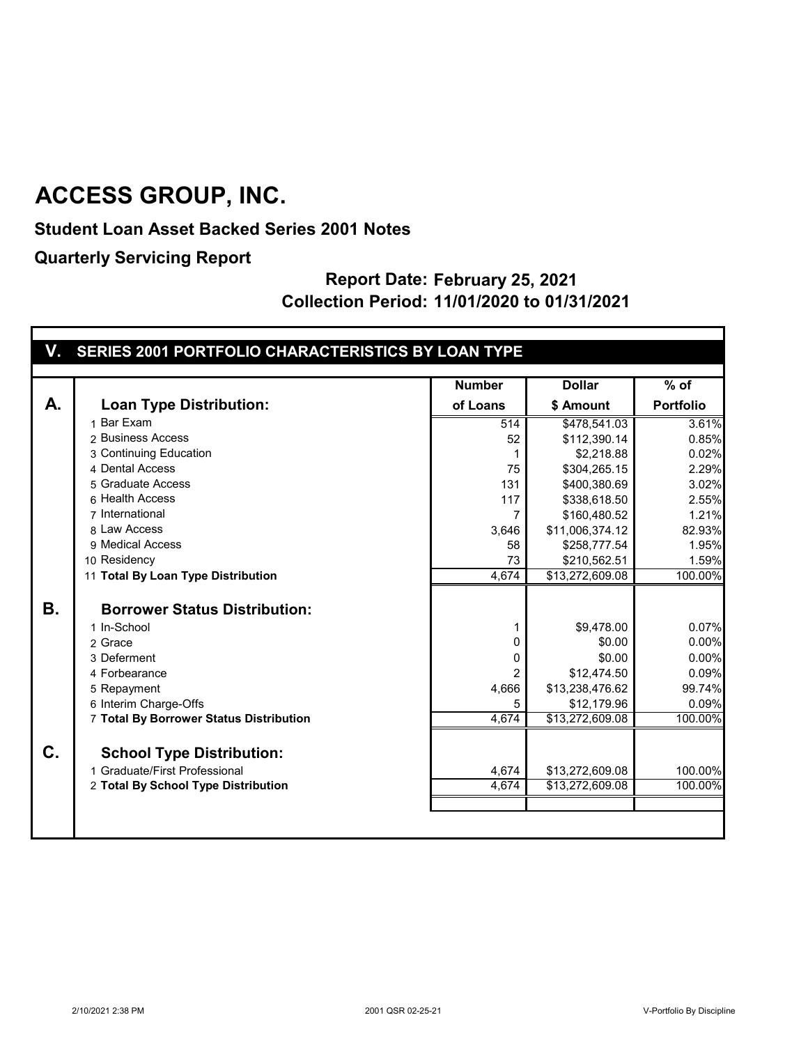# ACCESS GROUP, INC.

**Student Loan Asset Backed Series 2001 Notes**

**Quarterly Servicing Report**

**Report Date: February 25, 2021**

**Collection Period: 11/01/2020 to 01/31/2021**

## V. SERIES 2001 PORTFOLIO CHARACTERISTICS BY LOAN TYPE

| | | Number of Loans | Dollar $ Amount | % of Portfolio |
|---|---|---|---|---|
| **A.** | **Loan Type Distribution:** | | | |
| | 1 Bar Exam | 514 | $478,541.03 | 3.61% |
| | 2 Business Access | 52 | $112,390.14 | 0.85% |
| | 3 Continuing Education | 1 | $2,218.88 | 0.02% |
| | 4 Dental Access | 75 | $304,265.15 | 2.29% |
| | 5 Graduate Access | 131 | $400,380.69 | 3.02% |
| | 6 Health Access | 117 | $338,618.50 | 2.55% |
| | 7 International | 7 | $160,480.52 | 1.21% |
| | 8 Law Access | 3,646 | $11,006,374.12 | 82.93% |
| | 9 Medical Access | 58 | $258,777.54 | 1.95% |
| | 10 Residency | 73 | $210,562.51 | 1.59% |
| | 11 **Total By Loan Type Distribution** | 4,674 | $13,272,609.08 | 100.00% |
| **B.** | **Borrower Status Distribution:** | | | |
| | 1 In-School | 1 | $9,478.00 | 0.07% |
| | 2 Grace | 0 | $0.00 | 0.00% |
| | 3 Deferment | 0 | $0.00 | 0.00% |
| | 4 Forbearance | 2 | $12,474.50 | 0.09% |
| | 5 Repayment | 4,666 | $13,238,476.62 | 99.74% |
| | 6 Interim Charge-Offs | 5 | $12,179.96 | 0.09% |
| | 7 **Total By Borrower Status Distribution** | 4,674 | $13,272,609.08 | 100.00% |
| **C.** | **School Type Distribution:** | | | |
| | 1 Graduate/First Professional | 4,674 | $13,272,609.08 | 100.00% |
| | 2 **Total By School Type Distribution** | 4,674 | $13,272,609.08 | 100.00% |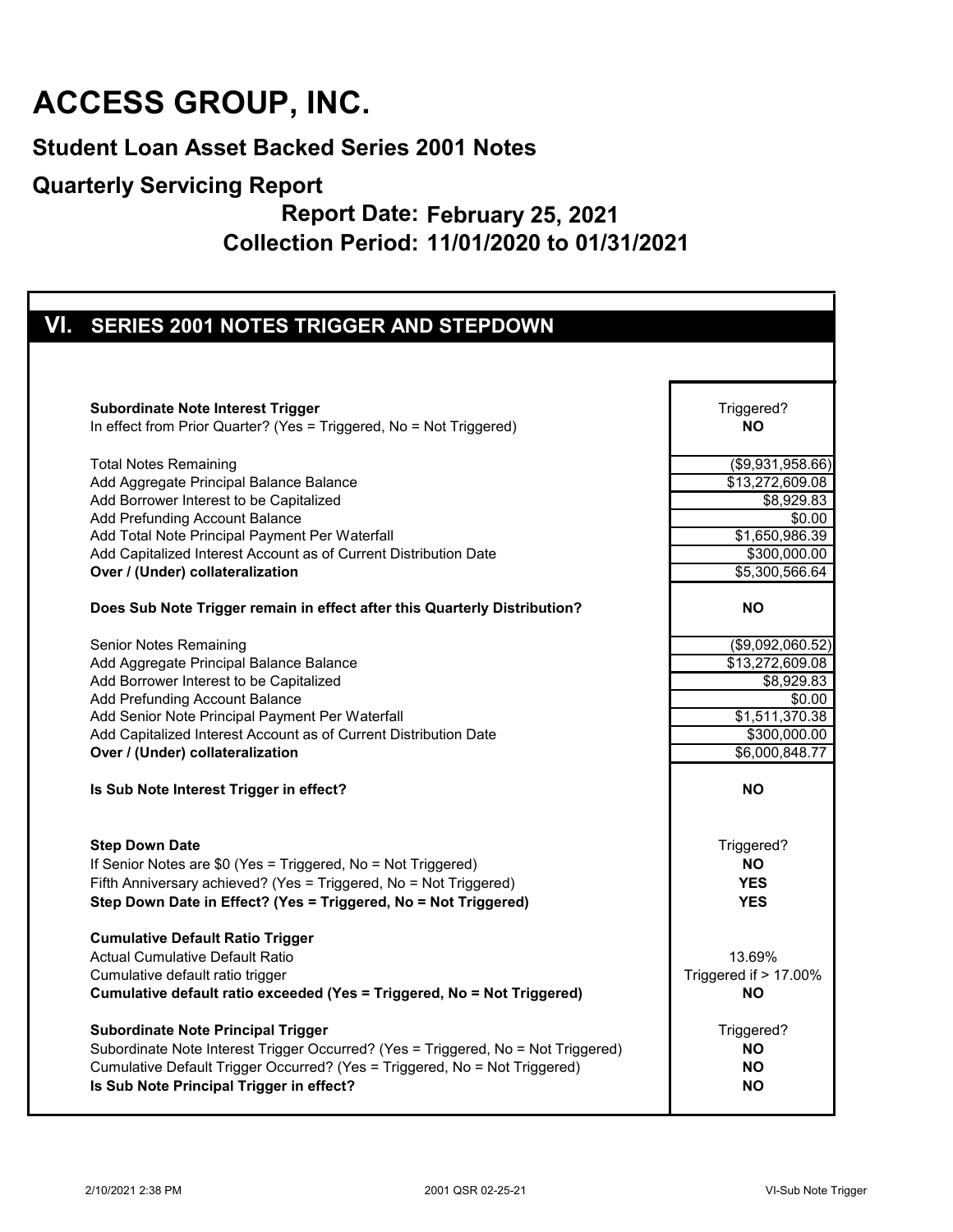# ACCESS GROUP, INC.

## Student Loan Asset Backed Series 2001 Notes

## Quarterly Servicing Report

### Report Date: February 25, 2021
### Collection Period: 11/01/2020 to 01/31/2021

## VI. SERIES 2001 NOTES TRIGGER AND STEPDOWN

| | |
|---|---|
| **Subordinate Note Interest Trigger** | Triggered? |
| In effect from Prior Quarter? (Yes = Triggered, No = Not Triggered) | **NO** |
| | |
| Total Notes Remaining | ($9,931,958.66) |
| Add Aggregate Principal Balance Balance | $13,272,609.08 |
| Add Borrower Interest to be Capitalized | $8,929.83 |
| Add Prefunding Account Balance | $0.00 |
| Add Total Note Principal Payment Per Waterfall | $1,650,986.39 |
| Add Capitalized Interest Account as of Current Distribution Date | $300,000.00 |
| **Over / (Under) collateralization** | $5,300,566.64 |
| | |
| **Does Sub Note Trigger remain in effect after this Quarterly Distribution?** | **NO** |
| | |
| Senior Notes Remaining | ($9,092,060.52) |
| Add Aggregate Principal Balance Balance | $13,272,609.08 |
| Add Borrower Interest to be Capitalized | $8,929.83 |
| Add Prefunding Account Balance | $0.00 |
| Add Senior Note Principal Payment Per Waterfall | $1,511,370.38 |
| Add Capitalized Interest Account as of Current Distribution Date | $300,000.00 |
| **Over / (Under) collateralization** | $6,000,848.77 |
| | |
| **Is Sub Note Interest Trigger in effect?** | **NO** |
| | |
| **Step Down Date** | Triggered? |
| If Senior Notes are $0 (Yes = Triggered, No = Not Triggered) | **NO** |
| Fifth Anniversary achieved? (Yes = Triggered, No = Not Triggered) | **YES** |
| **Step Down Date in Effect? (Yes = Triggered, No = Not Triggered)** | **YES** |
| | |
| **Cumulative Default Ratio Trigger** | |
| Actual Cumulative Default Ratio | 13.69% |
| Cumulative default ratio trigger | Triggered if > 17.00% |
| **Cumulative default ratio exceeded (Yes = Triggered, No = Not Triggered)** | **NO** |
| | |
| **Subordinate Note Principal Trigger** | Triggered? |
| Subordinate Note Interest Trigger Occurred? (Yes = Triggered, No = Not Triggered) | **NO** |
| Cumulative Default Trigger Occurred? (Yes = Triggered, No = Not Triggered) | **NO** |
| **Is Sub Note Principal Trigger in effect?** | **NO** |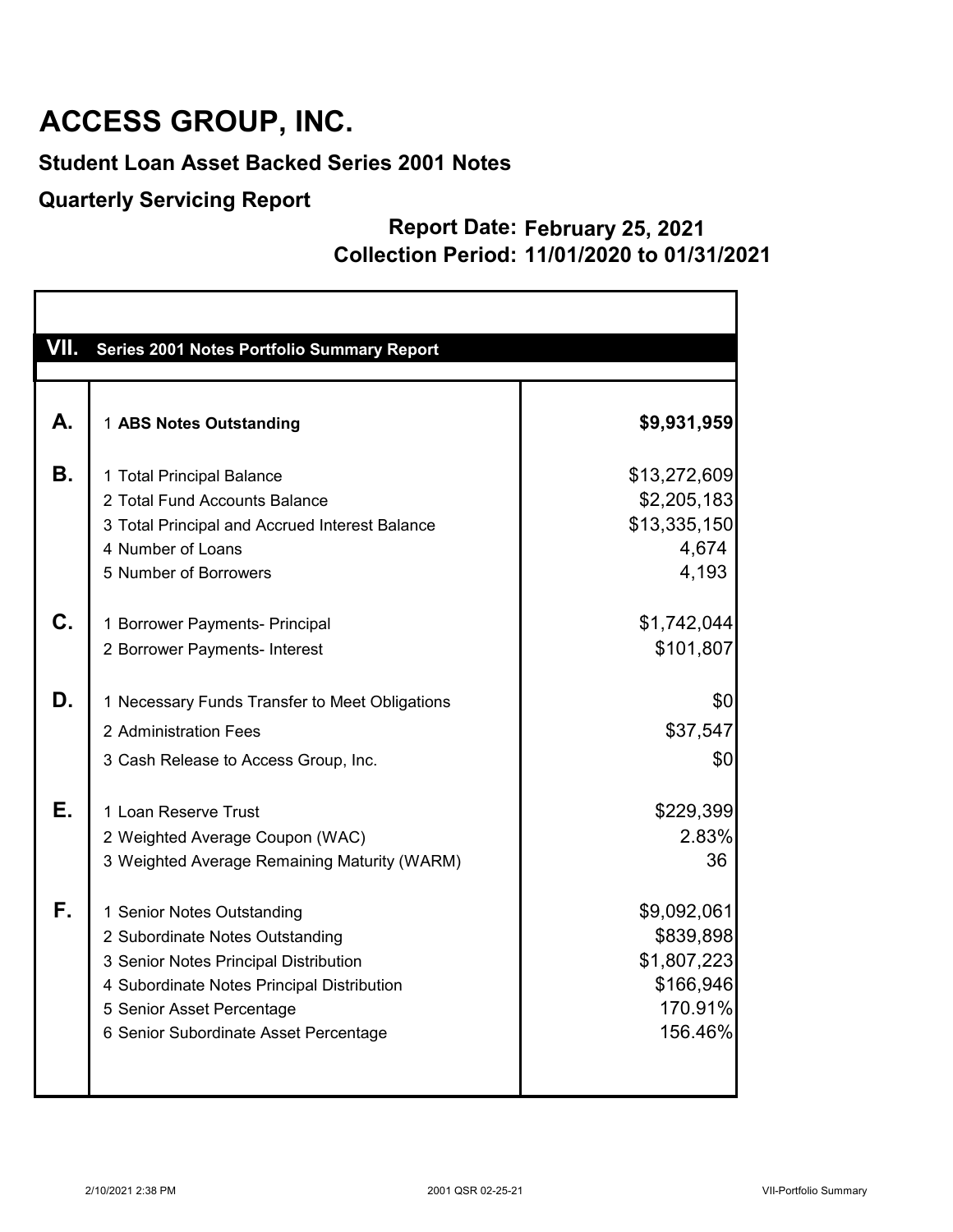# ACCESS GROUP, INC.

## Student Loan Asset Backed Series 2001 Notes

## Quarterly Servicing Report

**Report Date: February 25, 2021**
**Collection Period: 11/01/2020 to 01/31/2021**

| VII. | Series 2001 Notes Portfolio Summary Report | |
|---|---|---|
| **A.** | 1 **ABS Notes Outstanding** | **$9,931,959** |
| **B.** | 1 Total Principal Balance | $13,272,609 |
| | 2 Total Fund Accounts Balance | $2,205,183 |
| | 3 Total Principal and Accrued Interest Balance | $13,335,150 |
| | 4 Number of Loans | 4,674 |
| | 5 Number of Borrowers | 4,193 |
| **C.** | 1 Borrower Payments- Principal | $1,742,044 |
| | 2 Borrower Payments- Interest | $101,807 |
| **D.** | 1 Necessary Funds Transfer to Meet Obligations | $0 |
| | 2 Administration Fees | $37,547 |
| | 3 Cash Release to Access Group, Inc. | $0 |
| **E.** | 1 Loan Reserve Trust | $229,399 |
| | 2 Weighted Average Coupon (WAC) | 2.83% |
| | 3 Weighted Average Remaining Maturity (WARM) | 36 |
| **F.** | 1 Senior Notes Outstanding | $9,092,061 |
| | 2 Subordinate Notes Outstanding | $839,898 |
| | 3 Senior Notes Principal Distribution | $1,807,223 |
| | 4 Subordinate Notes Principal Distribution | $166,946 |
| | 5 Senior Asset Percentage | 170.91% |
| | 6 Senior Subordinate Asset Percentage | 156.46% |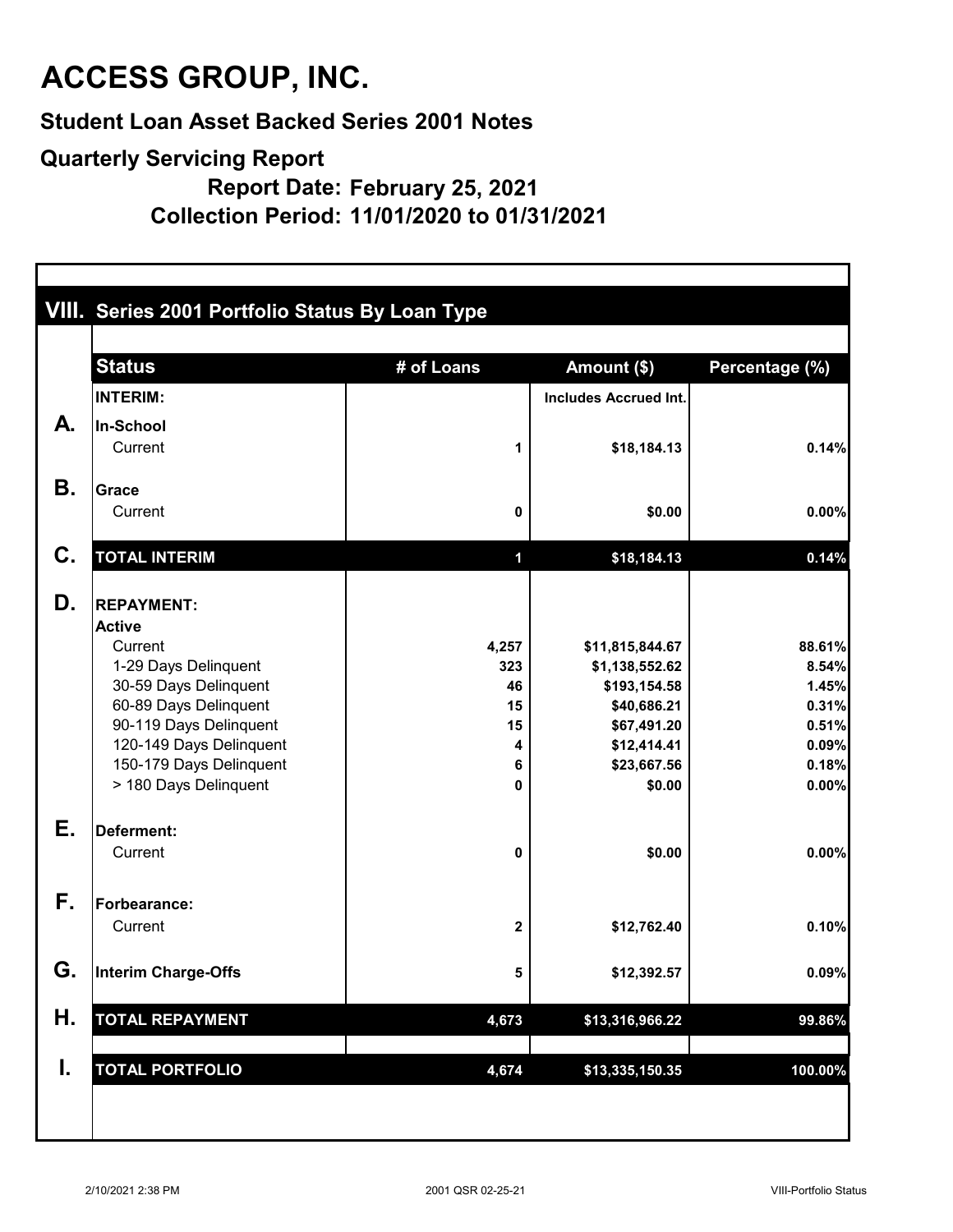# ACCESS GROUP, INC.

## Student Loan Asset Backed Series 2001 Notes

## Quarterly Servicing Report

**Report Date: February 25, 2021**

**Collection Period: 11/01/2020 to 01/31/2021**

### VIII. Series 2001 Portfolio Status By Loan Type

| | Status | # of Loans | Amount ($) | Percentage (%) |
|---|---|---|---|---|
| | **INTERIM:** | | **Includes Accrued Int.** | |
| **A.** | **In-School** | | | |
| | Current | 1 | $18,184.13 | 0.14% |
| **B.** | **Grace** | | | |
| | Current | 0 | $0.00 | 0.00% |
| **C.** | **TOTAL INTERIM** | 1 | $18,184.13 | 0.14% |
| **D.** | **REPAYMENT:** | | | |
| | **Active** | | | |
| | Current | 4,257 | $11,815,844.67 | 88.61% |
| | 1-29 Days Delinquent | 323 | $1,138,552.62 | 8.54% |
| | 30-59 Days Delinquent | 46 | $193,154.58 | 1.45% |
| | 60-89 Days Delinquent | 15 | $40,686.21 | 0.31% |
| | 90-119 Days Delinquent | 15 | $67,491.20 | 0.51% |
| | 120-149 Days Delinquent | 4 | $12,414.41 | 0.09% |
| | 150-179 Days Delinquent | 6 | $23,667.56 | 0.18% |
| | > 180 Days Delinquent | 0 | $0.00 | 0.00% |
| **E.** | **Deferment:** | | | |
| | Current | 0 | $0.00 | 0.00% |
| **F.** | **Forbearance:** | | | |
| | Current | 2 | $12,762.40 | 0.10% |
| **G.** | **Interim Charge-Offs** | 5 | $12,392.57 | 0.09% |
| **H.** | **TOTAL REPAYMENT** | 4,673 | $13,316,966.22 | 99.86% |
| **I.** | **TOTAL PORTFOLIO** | 4,674 | $13,335,150.35 | 100.00% |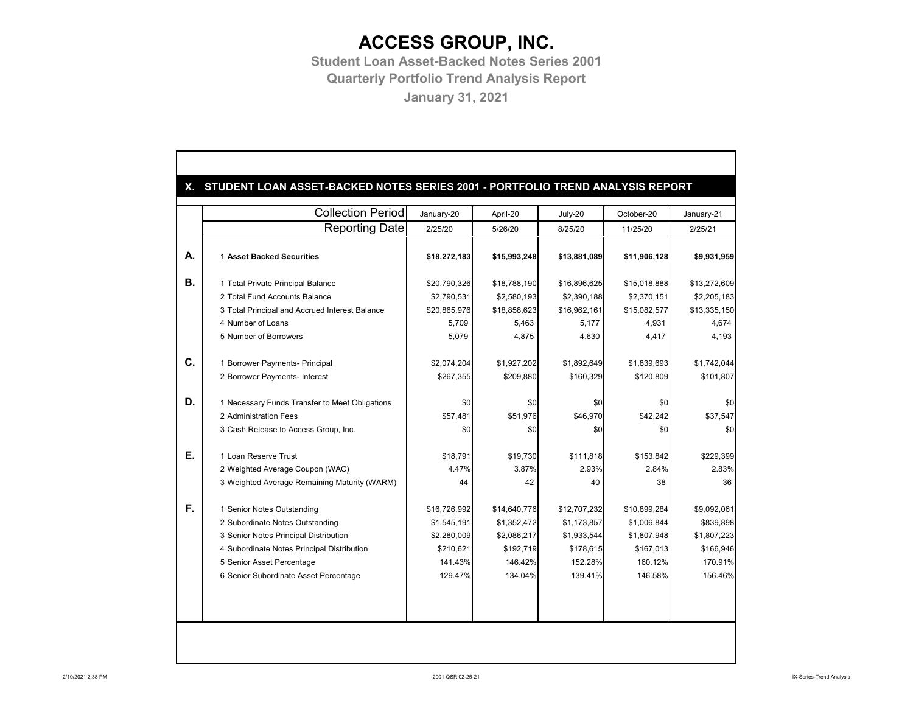# ACCESS GROUP, INC.

**Student Loan Asset-Backed Notes Series 2001**
**Quarterly Portfolio Trend Analysis Report**
**January 31, 2021**

## X. STUDENT LOAN ASSET-BACKED NOTES SERIES 2001 - PORTFOLIO TREND ANALYSIS REPORT

| | Collection Period | January-20 | April-20 | July-20 | October-20 | January-21 |
|---|---|---|---|---|---|---|
| | Reporting Date | 2/25/20 | 5/26/20 | 8/25/20 | 11/25/20 | 2/25/21 |
| **A.** | 1 **Asset Backed Securities** | **$18,272,183** | **$15,993,248** | **$13,881,089** | **$11,906,128** | **$9,931,959** |
| **B.** | 1 Total Private Principal Balance | $20,790,326 | $18,788,190 | $16,896,625 | $15,018,888 | $13,272,609 |
| | 2 Total Fund Accounts Balance | $2,790,531 | $2,580,193 | $2,390,188 | $2,370,151 | $2,205,183 |
| | 3 Total Principal and Accrued Interest Balance | $20,865,976 | $18,858,623 | $16,962,161 | $15,082,577 | $13,335,150 |
| | 4 Number of Loans | 5,709 | 5,463 | 5,177 | 4,931 | 4,674 |
| | 5 Number of Borrowers | 5,079 | 4,875 | 4,630 | 4,417 | 4,193 |
| **C.** | 1 Borrower Payments- Principal | $2,074,204 | $1,927,202 | $1,892,649 | $1,839,693 | $1,742,044 |
| | 2 Borrower Payments- Interest | $267,355 | $209,880 | $160,329 | $120,809 | $101,807 |
| **D.** | 1 Necessary Funds Transfer to Meet Obligations | $0 | $0 | $0 | $0 | $0 |
| | 2 Administration Fees | $57,481 | $51,976 | $46,970 | $42,242 | $37,547 |
| | 3 Cash Release to Access Group, Inc. | $0 | $0 | $0 | $0 | $0 |
| **E.** | 1 Loan Reserve Trust | $18,791 | $19,730 | $111,818 | $153,842 | $229,399 |
| | 2 Weighted Average Coupon (WAC) | 4.47% | 3.87% | 2.93% | 2.84% | 2.83% |
| | 3 Weighted Average Remaining Maturity (WARM) | 44 | 42 | 40 | 38 | 36 |
| **F.** | 1 Senior Notes Outstanding | $16,726,992 | $14,640,776 | $12,707,232 | $10,899,284 | $9,092,061 |
| | 2 Subordinate Notes Outstanding | $1,545,191 | $1,352,472 | $1,173,857 | $1,006,844 | $839,898 |
| | 3 Senior Notes Principal Distribution | $2,280,009 | $2,086,217 | $1,933,544 | $1,807,948 | $1,807,223 |
| | 4 Subordinate Notes Principal Distribution | $210,621 | $192,719 | $178,615 | $167,013 | $166,946 |
| | 5 Senior Asset Percentage | 141.43% | 146.42% | 152.28% | 160.12% | 170.91% |
| | 6 Senior Subordinate Asset Percentage | 129.47% | 134.04% | 139.41% | 146.58% | 156.46% |